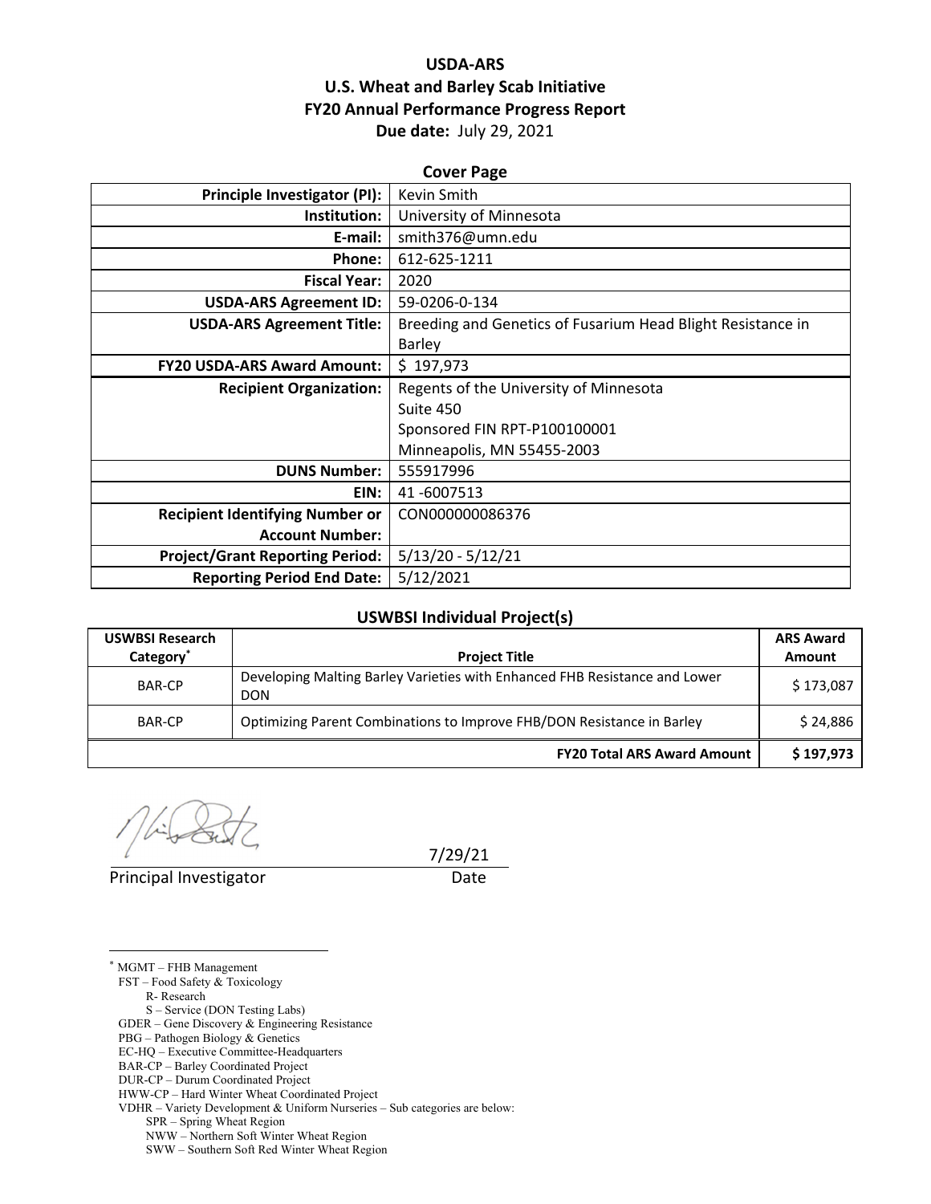# USDA-ARS
## U.S. Wheat and Barley Scab Initiative
## FY20 Annual Performance Progress Report
**Due date:** July 29, 2021

### Cover Page

| | |
|---|---|
| **Principle Investigator (PI):** | Kevin Smith |
| **Institution:** | University of Minnesota |
| **E-mail:** | smith376@umn.edu |
| **Phone:** | 612-625-1211 |
| **Fiscal Year:** | 2020 |
| **USDA-ARS Agreement ID:** | 59-0206-0-134 |
| **USDA-ARS Agreement Title:** | Breeding and Genetics of Fusarium Head Blight Resistance in Barley |
| **FY20 USDA-ARS Award Amount:** | $ 197,973 |
| **Recipient Organization:** | Regents of the University of Minnesota<br>Suite 450<br>Sponsored FIN RPT-P100100001<br>Minneapolis, MN 55455-2003 |
| **DUNS Number:** | 555917996 |
| **EIN:** | 41 -6007513 |
| **Recipient Identifying Number or Account Number:** | CON000000086376 |
| **Project/Grant Reporting Period:** | 5/13/20 - 5/12/21 |
| **Reporting Period End Date:** | 5/12/2021 |

### USWBSI Individual Project(s)

| USWBSI Research Category* | Project Title | ARS Award Amount |
|---|---|---|
| BAR-CP | Developing Malting Barley Varieties with Enhanced FHB Resistance and Lower DON | $ 173,087 |
| BAR-CP | Optimizing Parent Combinations to Improve FHB/DON Resistance in Barley | $ 24,886 |
| | **FY20 Total ARS Award Amount** | **$ 197,973** |

Principal Investigator — Date: 7/29/21

* MGMT – FHB Management
FST – Food Safety & Toxicology
R- Research
S – Service (DON Testing Labs)
GDER – Gene Discovery & Engineering Resistance
PBG – Pathogen Biology & Genetics
EC-HQ – Executive Committee-Headquarters
BAR-CP – Barley Coordinated Project
DUR-CP – Durum Coordinated Project
HWW-CP – Hard Winter Wheat Coordinated Project
VDHR – Variety Development & Uniform Nurseries – Sub categories are below:
SPR – Spring Wheat Region
NWW – Northern Soft Winter Wheat Region
SWW – Southern Soft Red Winter Wheat Region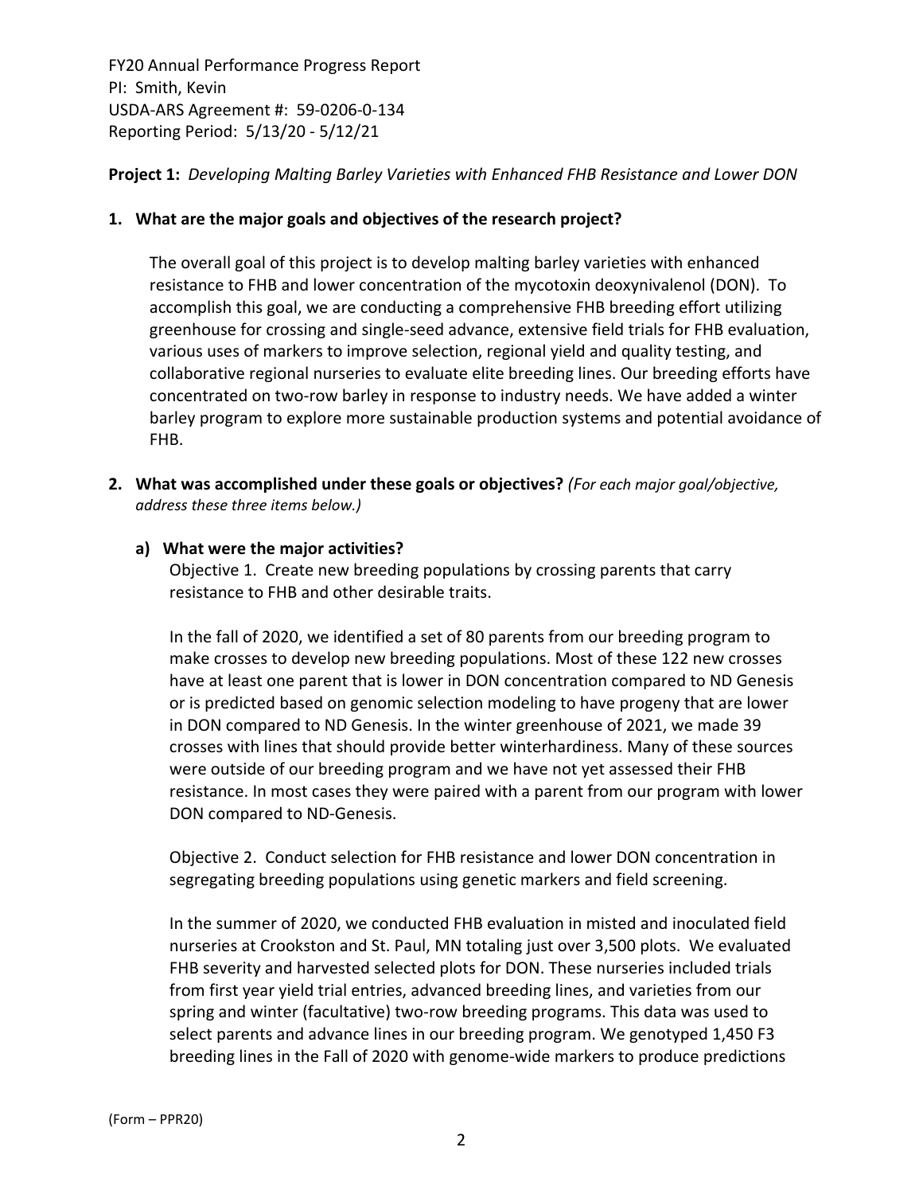FY20 Annual Performance Progress Report
PI: Smith, Kevin
USDA-ARS Agreement #: 59-0206-0-134
Reporting Period: 5/13/20 - 5/12/21

**Project 1:** *Developing Malting Barley Varieties with Enhanced FHB Resistance and Lower DON*

**1. What are the major goals and objectives of the research project?**

The overall goal of this project is to develop malting barley varieties with enhanced resistance to FHB and lower concentration of the mycotoxin deoxynivalenol (DON). To accomplish this goal, we are conducting a comprehensive FHB breeding effort utilizing greenhouse for crossing and single-seed advance, extensive field trials for FHB evaluation, various uses of markers to improve selection, regional yield and quality testing, and collaborative regional nurseries to evaluate elite breeding lines. Our breeding efforts have concentrated on two-row barley in response to industry needs. We have added a winter barley program to explore more sustainable production systems and potential avoidance of FHB.

**2. What was accomplished under these goals or objectives?** *(For each major goal/objective, address these three items below.)*

**a) What were the major activities?**

Objective 1. Create new breeding populations by crossing parents that carry resistance to FHB and other desirable traits.

In the fall of 2020, we identified a set of 80 parents from our breeding program to make crosses to develop new breeding populations. Most of these 122 new crosses have at least one parent that is lower in DON concentration compared to ND Genesis or is predicted based on genomic selection modeling to have progeny that are lower in DON compared to ND Genesis. In the winter greenhouse of 2021, we made 39 crosses with lines that should provide better winterhardiness. Many of these sources were outside of our breeding program and we have not yet assessed their FHB resistance. In most cases they were paired with a parent from our program with lower DON compared to ND-Genesis.

Objective 2. Conduct selection for FHB resistance and lower DON concentration in segregating breeding populations using genetic markers and field screening.

In the summer of 2020, we conducted FHB evaluation in misted and inoculated field nurseries at Crookston and St. Paul, MN totaling just over 3,500 plots. We evaluated FHB severity and harvested selected plots for DON. These nurseries included trials from first year yield trial entries, advanced breeding lines, and varieties from our spring and winter (facultative) two-row breeding programs. This data was used to select parents and advance lines in our breeding program. We genotyped 1,450 F3 breeding lines in the Fall of 2020 with genome-wide markers to produce predictions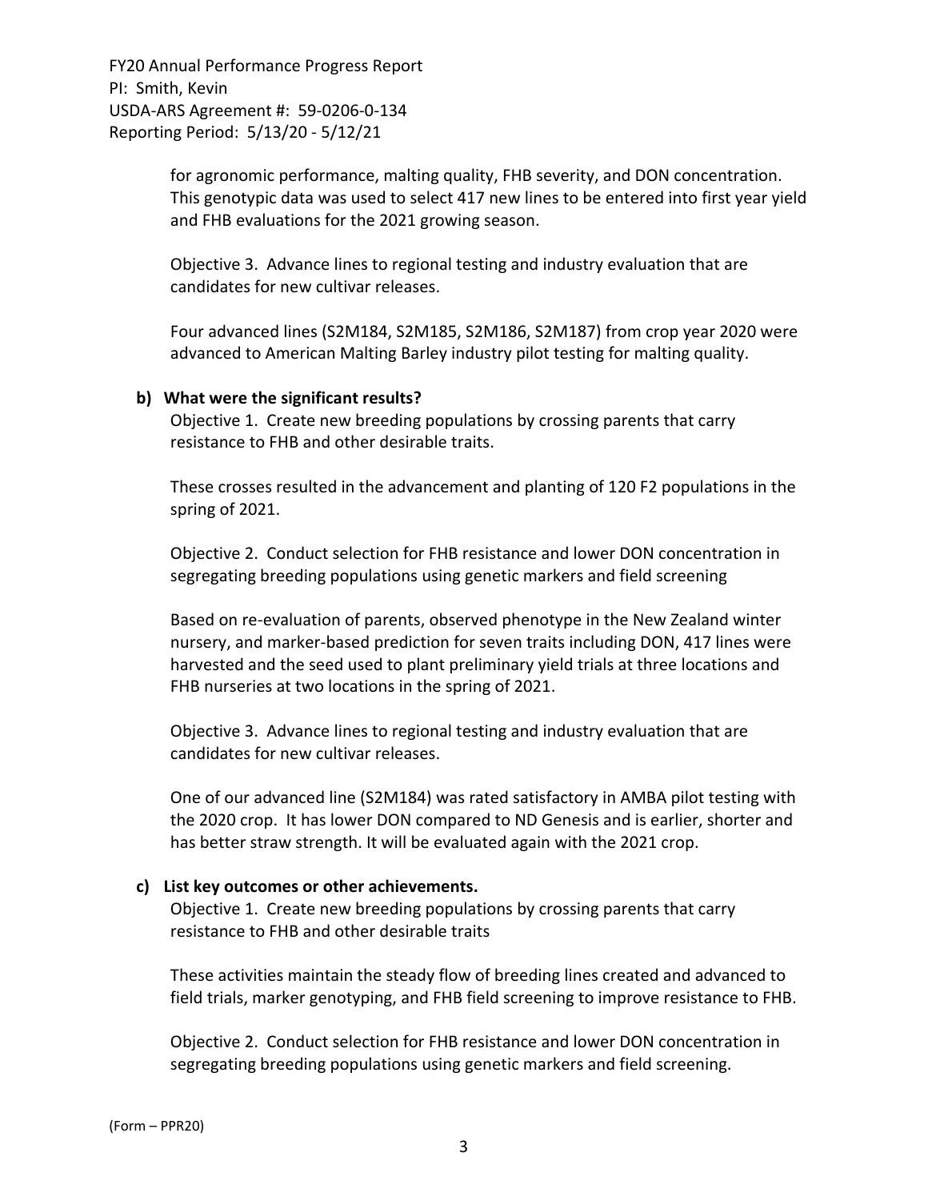for agronomic performance, malting quality, FHB severity, and DON concentration. This genotypic data was used to select 417 new lines to be entered into first year yield and FHB evaluations for the 2021 growing season.

Objective 3. Advance lines to regional testing and industry evaluation that are candidates for new cultivar releases.

Four advanced lines (S2M184, S2M185, S2M186, S2M187) from crop year 2020 were advanced to American Malting Barley industry pilot testing for malting quality.

**b) What were the significant results?**

Objective 1. Create new breeding populations by crossing parents that carry resistance to FHB and other desirable traits.

These crosses resulted in the advancement and planting of 120 F2 populations in the spring of 2021.

Objective 2. Conduct selection for FHB resistance and lower DON concentration in segregating breeding populations using genetic markers and field screening

Based on re-evaluation of parents, observed phenotype in the New Zealand winter nursery, and marker-based prediction for seven traits including DON, 417 lines were harvested and the seed used to plant preliminary yield trials at three locations and FHB nurseries at two locations in the spring of 2021.

Objective 3. Advance lines to regional testing and industry evaluation that are candidates for new cultivar releases.

One of our advanced line (S2M184) was rated satisfactory in AMBA pilot testing with the 2020 crop. It has lower DON compared to ND Genesis and is earlier, shorter and has better straw strength. It will be evaluated again with the 2021 crop.

**c) List key outcomes or other achievements.**

Objective 1. Create new breeding populations by crossing parents that carry resistance to FHB and other desirable traits

These activities maintain the steady flow of breeding lines created and advanced to field trials, marker genotyping, and FHB field screening to improve resistance to FHB.

Objective 2. Conduct selection for FHB resistance and lower DON concentration in segregating breeding populations using genetic markers and field screening.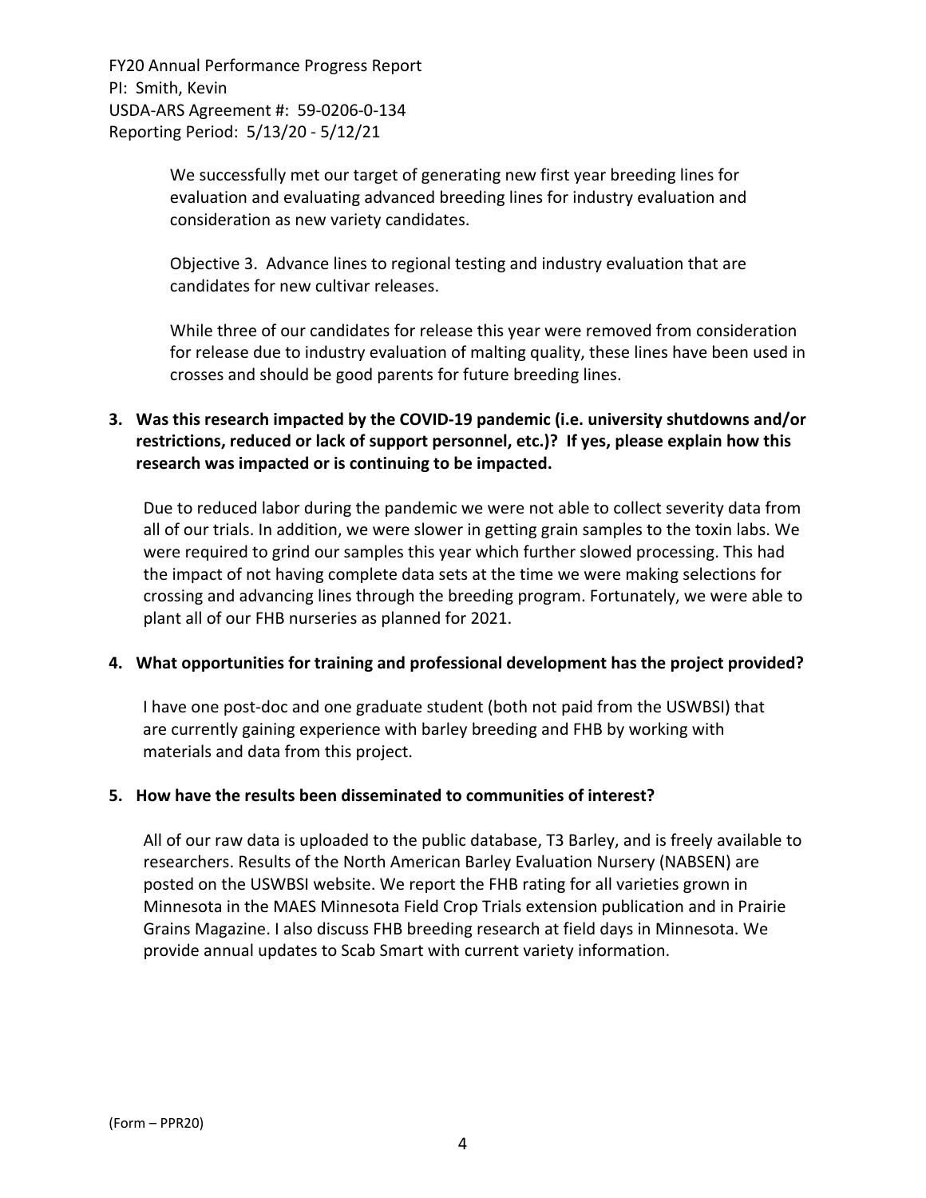We successfully met our target of generating new first year breeding lines for evaluation and evaluating advanced breeding lines for industry evaluation and consideration as new variety candidates.

Objective 3. Advance lines to regional testing and industry evaluation that are candidates for new cultivar releases.

While three of our candidates for release this year were removed from consideration for release due to industry evaluation of malting quality, these lines have been used in crosses and should be good parents for future breeding lines.

**3. Was this research impacted by the COVID-19 pandemic (i.e. university shutdowns and/or restrictions, reduced or lack of support personnel, etc.)? If yes, please explain how this research was impacted or is continuing to be impacted.**

Due to reduced labor during the pandemic we were not able to collect severity data from all of our trials. In addition, we were slower in getting grain samples to the toxin labs. We were required to grind our samples this year which further slowed processing. This had the impact of not having complete data sets at the time we were making selections for crossing and advancing lines through the breeding program. Fortunately, we were able to plant all of our FHB nurseries as planned for 2021.

**4. What opportunities for training and professional development has the project provided?**

I have one post-doc and one graduate student (both not paid from the USWBSI) that are currently gaining experience with barley breeding and FHB by working with materials and data from this project.

**5. How have the results been disseminated to communities of interest?**

All of our raw data is uploaded to the public database, T3 Barley, and is freely available to researchers. Results of the North American Barley Evaluation Nursery (NABSEN) are posted on the USWBSI website. We report the FHB rating for all varieties grown in Minnesota in the MAES Minnesota Field Crop Trials extension publication and in Prairie Grains Magazine. I also discuss FHB breeding research at field days in Minnesota. We provide annual updates to Scab Smart with current variety information.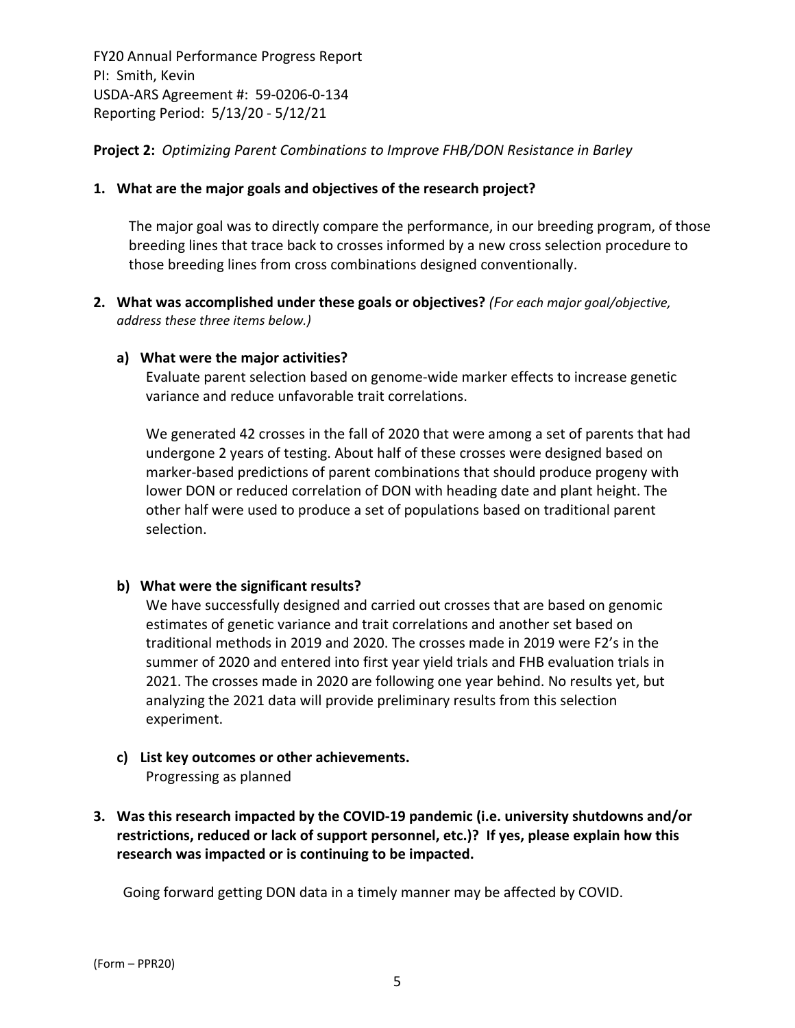FY20 Annual Performance Progress Report
PI: Smith, Kevin
USDA-ARS Agreement #: 59-0206-0-134
Reporting Period: 5/13/20 - 5/12/21

**Project 2:** *Optimizing Parent Combinations to Improve FHB/DON Resistance in Barley*

**1. What are the major goals and objectives of the research project?**

The major goal was to directly compare the performance, in our breeding program, of those breeding lines that trace back to crosses informed by a new cross selection procedure to those breeding lines from cross combinations designed conventionally.

**2. What was accomplished under these goals or objectives?** *(For each major goal/objective, address these three items below.)*

**a) What were the major activities?**

Evaluate parent selection based on genome-wide marker effects to increase genetic variance and reduce unfavorable trait correlations.

We generated 42 crosses in the fall of 2020 that were among a set of parents that had undergone 2 years of testing. About half of these crosses were designed based on marker-based predictions of parent combinations that should produce progeny with lower DON or reduced correlation of DON with heading date and plant height. The other half were used to produce a set of populations based on traditional parent selection.

**b) What were the significant results?**

We have successfully designed and carried out crosses that are based on genomic estimates of genetic variance and trait correlations and another set based on traditional methods in 2019 and 2020. The crosses made in 2019 were F2's in the summer of 2020 and entered into first year yield trials and FHB evaluation trials in 2021. The crosses made in 2020 are following one year behind. No results yet, but analyzing the 2021 data will provide preliminary results from this selection experiment.

**c) List key outcomes or other achievements.**

Progressing as planned

**3. Was this research impacted by the COVID-19 pandemic (i.e. university shutdowns and/or restrictions, reduced or lack of support personnel, etc.)? If yes, please explain how this research was impacted or is continuing to be impacted.**

Going forward getting DON data in a timely manner may be affected by COVID.

(Form – PPR20)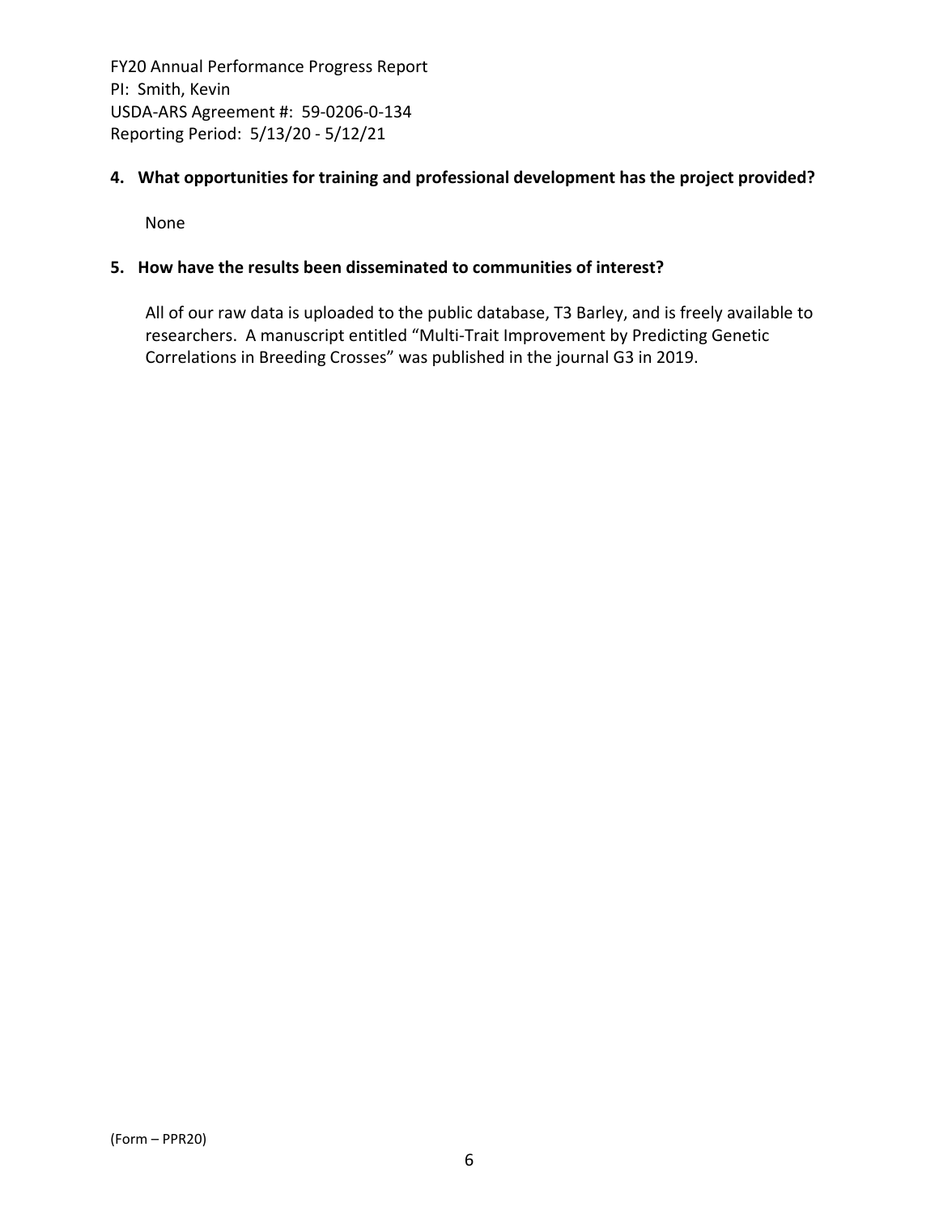**4. What opportunities for training and professional development has the project provided?**

None

**5. How have the results been disseminated to communities of interest?**

All of our raw data is uploaded to the public database, T3 Barley, and is freely available to researchers. A manuscript entitled "Multi-Trait Improvement by Predicting Genetic Correlations in Breeding Crosses" was published in the journal G3 in 2019.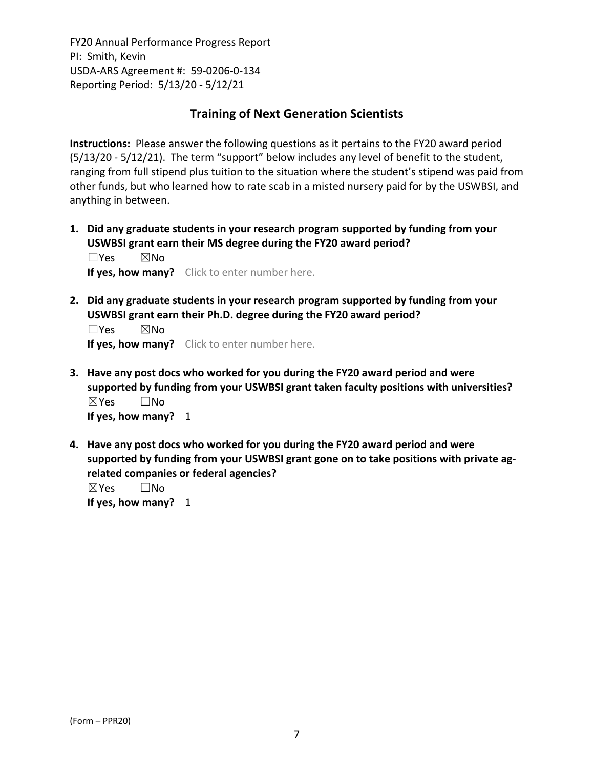## Training of Next Generation Scientists

**Instructions:** Please answer the following questions as it pertains to the FY20 award period (5/13/20 - 5/12/21). The term "support" below includes any level of benefit to the student, ranging from full stipend plus tuition to the situation where the student's stipend was paid from other funds, but who learned how to rate scab in a misted nursery paid for by the USWBSI, and anything in between.

1. **Did any graduate students in your research program supported by funding from your USWBSI grant earn their MS degree during the FY20 award period?**
   ☐Yes ☒No
   **If yes, how many?** Click to enter number here.

2. **Did any graduate students in your research program supported by funding from your USWBSI grant earn their Ph.D. degree during the FY20 award period?**
   ☐Yes ☒No
   **If yes, how many?** Click to enter number here.

3. **Have any post docs who worked for you during the FY20 award period and were supported by funding from your USWBSI grant taken faculty positions with universities?**
   ☒Yes ☐No
   **If yes, how many?** 1

4. **Have any post docs who worked for you during the FY20 award period and were supported by funding from your USWBSI grant gone on to take positions with private ag-related companies or federal agencies?**
   ☒Yes ☐No
   **If yes, how many?** 1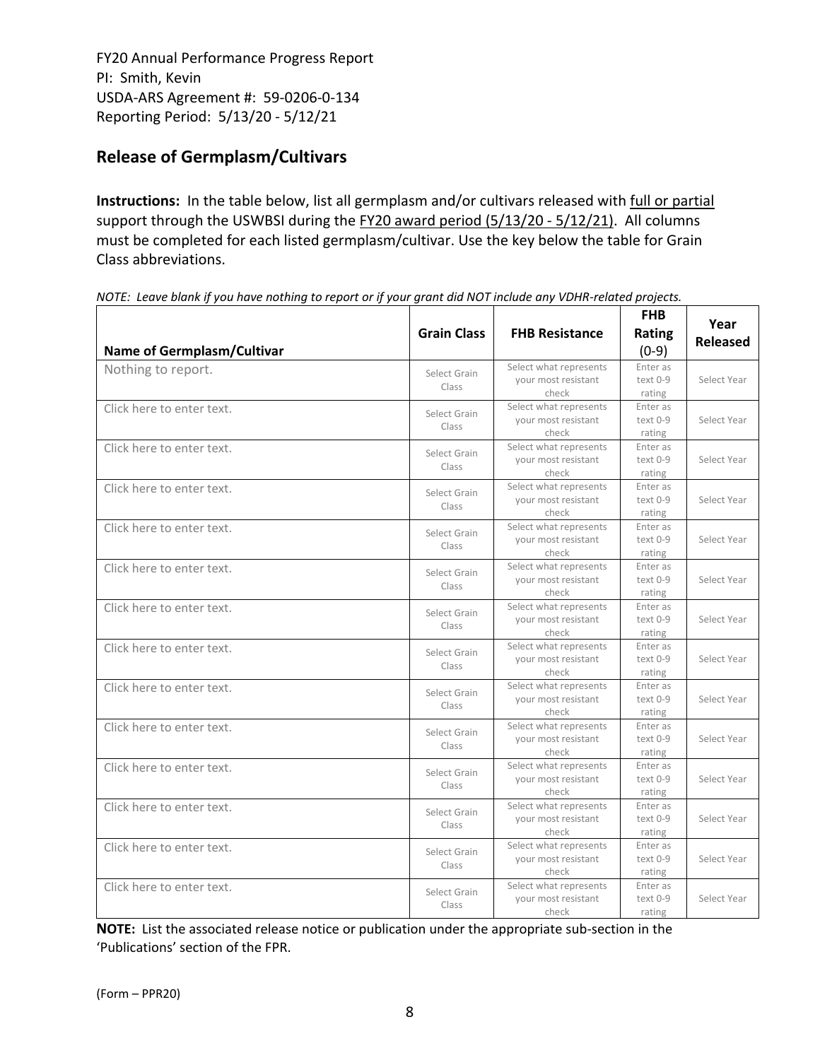FY20 Annual Performance Progress Report
PI: Smith, Kevin
USDA-ARS Agreement #: 59-0206-0-134
Reporting Period: 5/13/20 - 5/12/21

## Release of Germplasm/Cultivars

**Instructions:** In the table below, list all germplasm and/or cultivars released with full or partial support through the USWBSI during the FY20 award period (5/13/20 - 5/12/21). All columns must be completed for each listed germplasm/cultivar. Use the key below the table for Grain Class abbreviations.

*NOTE: Leave blank if you have nothing to report or if your grant did NOT include any VDHR-related projects.*

| Name of Germplasm/Cultivar | Grain Class | FHB Resistance | FHB Rating (0-9) | Year Released |
|---|---|---|---|---|
| Nothing to report. | Select Grain Class | Select what represents your most resistant check | Enter as text 0-9 rating | Select Year |
| Click here to enter text. | Select Grain Class | Select what represents your most resistant check | Enter as text 0-9 rating | Select Year |
| Click here to enter text. | Select Grain Class | Select what represents your most resistant check | Enter as text 0-9 rating | Select Year |
| Click here to enter text. | Select Grain Class | Select what represents your most resistant check | Enter as text 0-9 rating | Select Year |
| Click here to enter text. | Select Grain Class | Select what represents your most resistant check | Enter as text 0-9 rating | Select Year |
| Click here to enter text. | Select Grain Class | Select what represents your most resistant check | Enter as text 0-9 rating | Select Year |
| Click here to enter text. | Select Grain Class | Select what represents your most resistant check | Enter as text 0-9 rating | Select Year |
| Click here to enter text. | Select Grain Class | Select what represents your most resistant check | Enter as text 0-9 rating | Select Year |
| Click here to enter text. | Select Grain Class | Select what represents your most resistant check | Enter as text 0-9 rating | Select Year |
| Click here to enter text. | Select Grain Class | Select what represents your most resistant check | Enter as text 0-9 rating | Select Year |
| Click here to enter text. | Select Grain Class | Select what represents your most resistant check | Enter as text 0-9 rating | Select Year |
| Click here to enter text. | Select Grain Class | Select what represents your most resistant check | Enter as text 0-9 rating | Select Year |
| Click here to enter text. | Select Grain Class | Select what represents your most resistant check | Enter as text 0-9 rating | Select Year |
| Click here to enter text. | Select Grain Class | Select what represents your most resistant check | Enter as text 0-9 rating | Select Year |

**NOTE:** List the associated release notice or publication under the appropriate sub-section in the 'Publications' section of the FPR.

(Form – PPR20)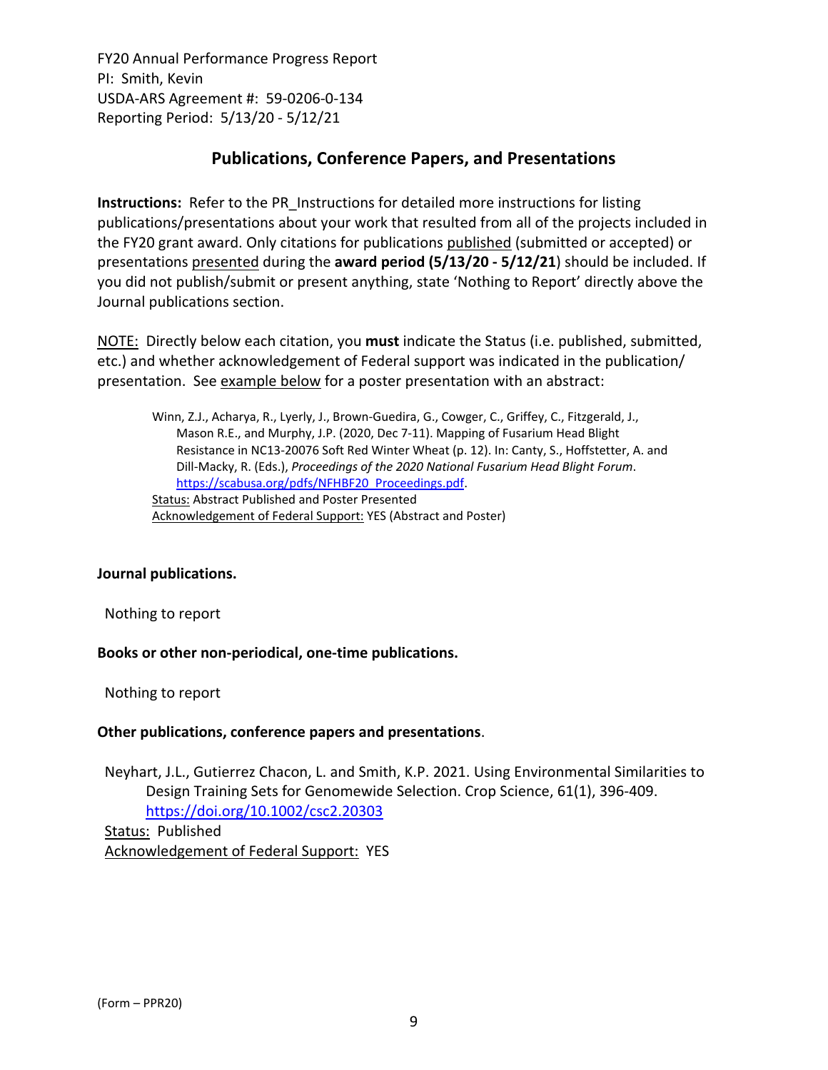FY20 Annual Performance Progress Report
PI: Smith, Kevin
USDA-ARS Agreement #: 59-0206-0-134
Reporting Period: 5/13/20 - 5/12/21

## Publications, Conference Papers, and Presentations

**Instructions:** Refer to the PR_Instructions for detailed more instructions for listing publications/presentations about your work that resulted from all of the projects included in the FY20 grant award. Only citations for publications published (submitted or accepted) or presentations presented during the **award period (5/13/20 - 5/12/21**) should be included. If you did not publish/submit or present anything, state 'Nothing to Report' directly above the Journal publications section.

NOTE: Directly below each citation, you **must** indicate the Status (i.e. published, submitted, etc.) and whether acknowledgement of Federal support was indicated in the publication/ presentation. See example below for a poster presentation with an abstract:

> Winn, Z.J., Acharya, R., Lyerly, J., Brown-Guedira, G., Cowger, C., Griffey, C., Fitzgerald, J., Mason R.E., and Murphy, J.P. (2020, Dec 7-11). Mapping of Fusarium Head Blight Resistance in NC13-20076 Soft Red Winter Wheat (p. 12). In: Canty, S., Hoffstetter, A. and Dill-Macky, R. (Eds.), *Proceedings of the 2020 National Fusarium Head Blight Forum*. https://scabusa.org/pdfs/NFHBF20_Proceedings.pdf.
> Status: Abstract Published and Poster Presented
> Acknowledgement of Federal Support: YES (Abstract and Poster)

**Journal publications.**

Nothing to report

**Books or other non-periodical, one-time publications.**

Nothing to report

**Other publications, conference papers and presentations**.

Neyhart, J.L., Gutierrez Chacon, L. and Smith, K.P. 2021. Using Environmental Similarities to Design Training Sets for Genomewide Selection. Crop Science, 61(1), 396-409. https://doi.org/10.1002/csc2.20303
Status: Published
Acknowledgement of Federal Support: YES

(Form – PPR20)